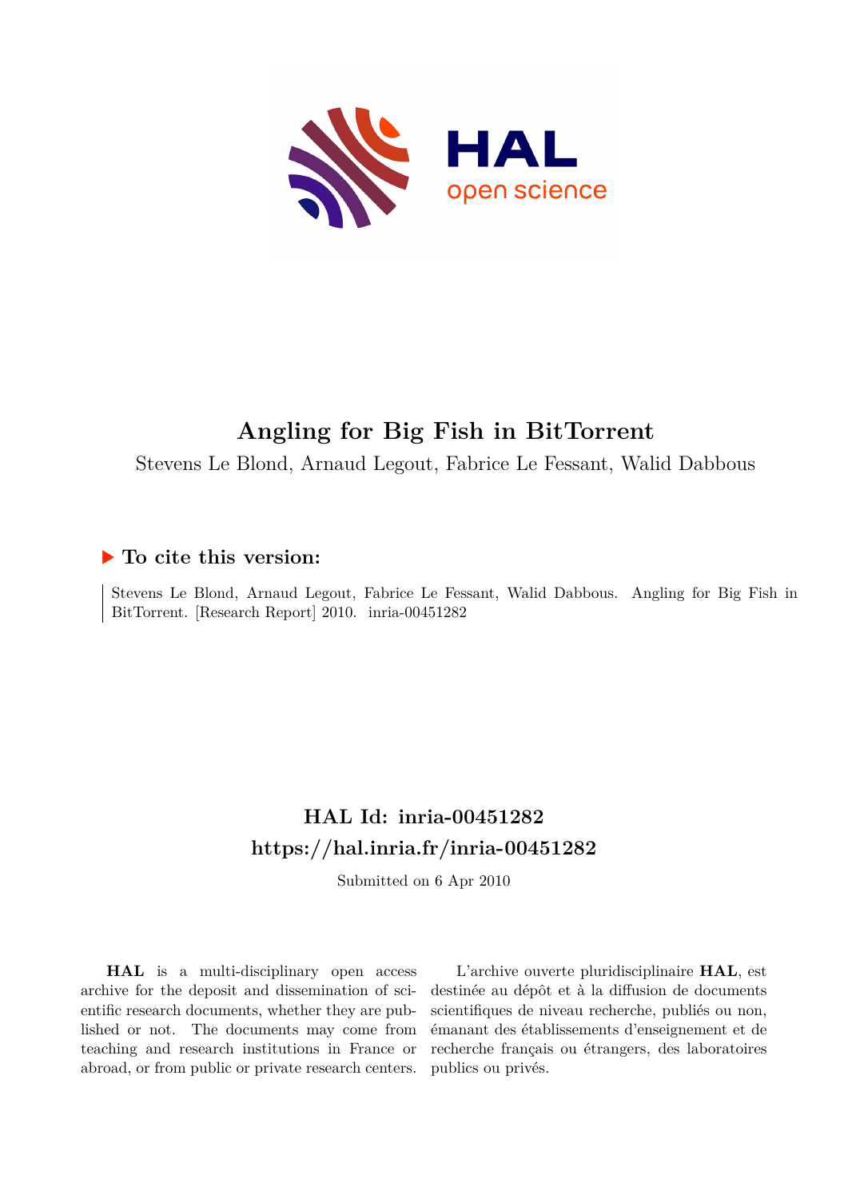# Angling for Big Fish in BitTorrent

Stevens Le Blond, Arnaud Legout, Fabrice Le Fessant, Walid Dabbous

## To cite this version:

Stevens Le Blond, Arnaud Legout, Fabrice Le Fessant, Walid Dabbous. Angling for Big Fish in BitTorrent. [Research Report] 2010. inria-00451282

## HAL Id: inria-00451282
## https://hal.inria.fr/inria-00451282

Submitted on 6 Apr 2010

**HAL** is a multi-disciplinary open access archive for the deposit and dissemination of scientific research documents, whether they are published or not. The documents may come from teaching and research institutions in France or abroad, or from public or private research centers.

L'archive ouverte pluridisciplinaire **HAL**, est destinée au dépôt et à la diffusion de documents scientifiques de niveau recherche, publiés ou non, émanant des établissements d'enseignement et de recherche français ou étrangers, des laboratoires publics ou privés.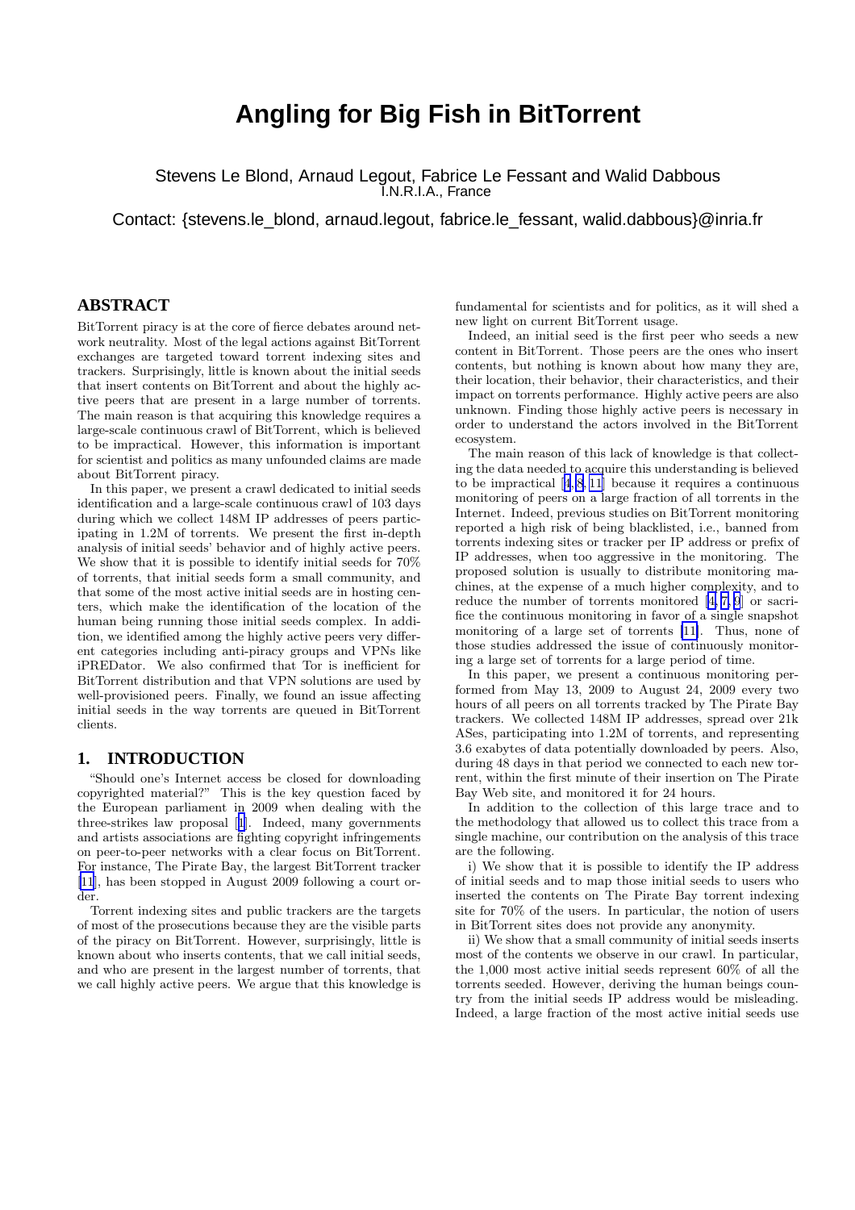# Angling for Big Fish in BitTorrent

Stevens Le Blond, Arnaud Legout, Fabrice Le Fessant and Walid Dabbous
I.N.R.I.A., France

Contact: {stevens.le_blond, arnaud.legout, fabrice.le_fessant, walid.dabbous}@inria.fr

## ABSTRACT

BitTorrent piracy is at the core of fierce debates around network neutrality. Most of the legal actions against BitTorrent exchanges are targeted toward torrent indexing sites and trackers. Surprisingly, little is known about the initial seeds that insert contents on BitTorrent and about the highly active peers that are present in a large number of torrents. The main reason is that acquiring this knowledge requires a large-scale continuous crawl of BitTorrent, which is believed to be impractical. However, this information is important for scientist and politics as many unfounded claims are made about BitTorrent piracy.

In this paper, we present a crawl dedicated to initial seeds identification and a large-scale continuous crawl of 103 days during which we collect 148M IP addresses of peers participating in 1.2M of torrents. We present the first in-depth analysis of initial seeds' behavior and of highly active peers. We show that it is possible to identify initial seeds for 70% of torrents, that initial seeds form a small community, and that some of the most active initial seeds are in hosting centers, which make the identification of the location of the human being running those initial seeds complex. In addition, we identified among the highly active peers very different categories including anti-piracy groups and VPNs like iPREDator. We also confirmed that Tor is inefficient for BitTorrent distribution and that VPN solutions are used by well-provisioned peers. Finally, we found an issue affecting initial seeds in the way torrents are queued in BitTorrent clients.

## 1. INTRODUCTION

"Should one's Internet access be closed for downloading copyrighted material?" This is the key question faced by the European parliament in 2009 when dealing with the three-strikes law proposal [1]. Indeed, many governments and artists associations are fighting copyright infringements on peer-to-peer networks with a clear focus on BitTorrent. For instance, The Pirate Bay, the largest BitTorrent tracker [11], has been stopped in August 2009 following a court order.

Torrent indexing sites and public trackers are the targets of most of the prosecutions because they are the visible parts of the piracy on BitTorrent. However, surprisingly, little is known about who inserts contents, that we call initial seeds, and who are present in the largest number of torrents, that we call highly active peers. We argue that this knowledge is fundamental for scientists and for politics, as it will shed a new light on current BitTorrent usage.

Indeed, an initial seed is the first peer who seeds a new content in BitTorrent. Those peers are the ones who insert contents, but nothing is known about how many they are, their location, their behavior, their characteristics, and their impact on torrents performance. Highly active peers are also unknown. Finding those highly active peers is necessary in order to understand the actors involved in the BitTorrent ecosystem.

The main reason of this lack of knowledge is that collecting the data needed to acquire this understanding is believed to be impractical [4, 8, 11] because it requires a continuous monitoring of peers on a large fraction of all torrents in the Internet. Indeed, previous studies on BitTorrent monitoring reported a high risk of being blacklisted, i.e., banned from torrents indexing sites or tracker per IP address or prefix of IP addresses, when too aggressive in the monitoring. The proposed solution is usually to distribute monitoring machines, at the expense of a much higher complexity, and to reduce the number of torrents monitored [4, 7, 9] or sacrifice the continuous monitoring in favor of a single snapshot monitoring of a large set of torrents [11]. Thus, none of those studies addressed the issue of continuously monitoring a large set of torrents for a large period of time.

In this paper, we present a continuous monitoring performed from May 13, 2009 to August 24, 2009 every two hours of all peers on all torrents tracked by The Pirate Bay trackers. We collected 148M IP addresses, spread over 21k ASes, participating into 1.2M of torrents, and representing 3.6 exabytes of data potentially downloaded by peers. Also, during 48 days in that period we connected to each new torrent, within the first minute of their insertion on The Pirate Bay Web site, and monitored it for 24 hours.

In addition to the collection of this large trace and to the methodology that allowed us to collect this trace from a single machine, our contribution on the analysis of this trace are the following.

i) We show that it is possible to identify the IP address of initial seeds and to map those initial seeds to users who inserted the contents on The Pirate Bay torrent indexing site for 70% of the users. In particular, the notion of users in BitTorrent sites does not provide any anonymity.

ii) We show that a small community of initial seeds inserts most of the contents we observe in our crawl. In particular, the 1,000 most active initial seeds represent 60% of all the torrents seeded. However, deriving the human beings country from the initial seeds IP address would be misleading. Indeed, a large fraction of the most active initial seeds use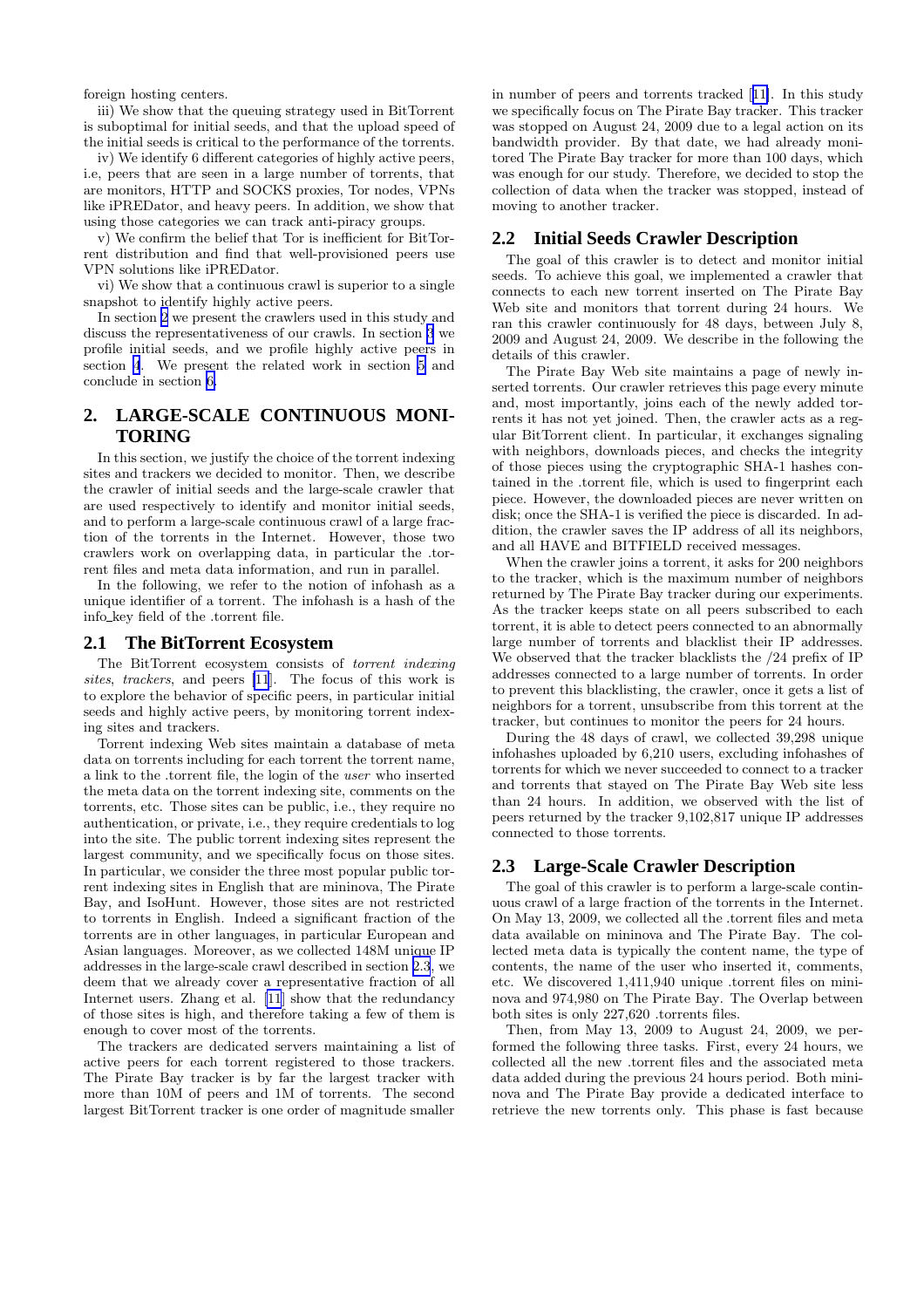foreign hosting centers.

iii) We show that the queuing strategy used in BitTorrent is suboptimal for initial seeds, and that the upload speed of the initial seeds is critical to the performance of the torrents.

iv) We identify 6 different categories of highly active peers, i.e, peers that are seen in a large number of torrents, that are monitors, HTTP and SOCKS proxies, Tor nodes, VPNs like iPREDator, and heavy peers. In addition, we show that using those categories we can track anti-piracy groups.

v) We confirm the belief that Tor is inefficient for BitTorrent distribution and find that well-provisioned peers use VPN solutions like iPREDator.

vi) We show that a continuous crawl is superior to a single snapshot to identify highly active peers.

In section 2 we present the crawlers used in this study and discuss the representativeness of our crawls. In section 3 we profile initial seeds, and we profile highly active peers in section 4. We present the related work in section 5 and conclude in section 6.

## 2. LARGE-SCALE CONTINUOUS MONITORING

In this section, we justify the choice of the torrent indexing sites and trackers we decided to monitor. Then, we describe the crawler of initial seeds and the large-scale crawler that are used respectively to identify and monitor initial seeds, and to perform a large-scale continuous crawl of a large fraction of the torrents in the Internet. However, those two crawlers work on overlapping data, in particular the .torrent files and meta data information, and run in parallel.

In the following, we refer to the notion of infohash as a unique identifier of a torrent. The infohash is a hash of the info_key field of the .torrent file.

### 2.1 The BitTorrent Ecosystem

The BitTorrent ecosystem consists of *torrent indexing sites*, *trackers*, and peers [11]. The focus of this work is to explore the behavior of specific peers, in particular initial seeds and highly active peers, by monitoring torrent indexing sites and trackers.

Torrent indexing Web sites maintain a database of meta data on torrents including for each torrent the torrent name, a link to the .torrent file, the login of the *user* who inserted the meta data on the torrent indexing site, comments on the torrents, etc. Those sites can be public, i.e., they require no authentication, or private, i.e., they require credentials to log into the site. The public torrent indexing sites represent the largest community, and we specifically focus on those sites. In particular, we consider the three most popular public torrent indexing sites in English that are mininova, The Pirate Bay, and IsoHunt. However, those sites are not restricted to torrents in English. Indeed a significant fraction of the torrents are in other languages, in particular European and Asian languages. Moreover, as we collected 148M unique IP addresses in the large-scale crawl described in section 2.3, we deem that we already cover a representative fraction of all Internet users. Zhang et al. [11] show that the redundancy of those sites is high, and therefore taking a few of them is enough to cover most of the torrents.

The trackers are dedicated servers maintaining a list of active peers for each torrent registered to those trackers. The Pirate Bay tracker is by far the largest tracker with more than 10M of peers and 1M of torrents. The second largest BitTorrent tracker is one order of magnitude smaller in number of peers and torrents tracked [11]. In this study we specifically focus on The Pirate Bay tracker. This tracker was stopped on August 24, 2009 due to a legal action on its bandwidth provider. By that date, we had already monitored The Pirate Bay tracker for more than 100 days, which was enough for our study. Therefore, we decided to stop the collection of data when the tracker was stopped, instead of moving to another tracker.

### 2.2 Initial Seeds Crawler Description

The goal of this crawler is to detect and monitor initial seeds. To achieve this goal, we implemented a crawler that connects to each new torrent inserted on The Pirate Bay Web site and monitors that torrent during 24 hours. We ran this crawler continuously for 48 days, between July 8, 2009 and August 24, 2009. We describe in the following the details of this crawler.

The Pirate Bay Web site maintains a page of newly inserted torrents. Our crawler retrieves this page every minute and, most importantly, joins each of the newly added torrents it has not yet joined. Then, the crawler acts as a regular BitTorrent client. In particular, it exchanges signaling with neighbors, downloads pieces, and checks the integrity of those pieces using the cryptographic SHA-1 hashes contained in the .torrent file, which is used to fingerprint each piece. However, the downloaded pieces are never written on disk; once the SHA-1 is verified the piece is discarded. In addition, the crawler saves the IP address of all its neighbors, and all HAVE and BITFIELD received messages.

When the crawler joins a torrent, it asks for 200 neighbors to the tracker, which is the maximum number of neighbors returned by The Pirate Bay tracker during our experiments. As the tracker keeps state on all peers subscribed to each torrent, it is able to detect peers connected to an abnormally large number of torrents and blacklist their IP addresses. We observed that the tracker blacklists the /24 prefix of IP addresses connected to a large number of torrents. In order to prevent this blacklisting, the crawler, once it gets a list of neighbors for a torrent, unsubscribe from this torrent at the tracker, but continues to monitor the peers for 24 hours.

During the 48 days of crawl, we collected 39,298 unique infohashes uploaded by 6,210 users, excluding infohashes of torrents for which we never succeeded to connect to a tracker and torrents that stayed on The Pirate Bay Web site less than 24 hours. In addition, we observed with the list of peers returned by the tracker 9,102,817 unique IP addresses connected to those torrents.

### 2.3 Large-Scale Crawler Description

The goal of this crawler is to perform a large-scale continuous crawl of a large fraction of the torrents in the Internet. On May 13, 2009, we collected all the .torrent files and meta data available on mininova and The Pirate Bay. The collected meta data is typically the content name, the type of contents, the name of the user who inserted it, comments, etc. We discovered 1,411,940 unique .torrent files on mininova and 974,980 on The Pirate Bay. The Overlap between both sites is only 227,620 .torrents files.

Then, from May 13, 2009 to August 24, 2009, we performed the following three tasks. First, every 24 hours, we collected all the new .torrent files and the associated meta data added during the previous 24 hours period. Both mininova and The Pirate Bay provide a dedicated interface to retrieve the new torrents only. This phase is fast because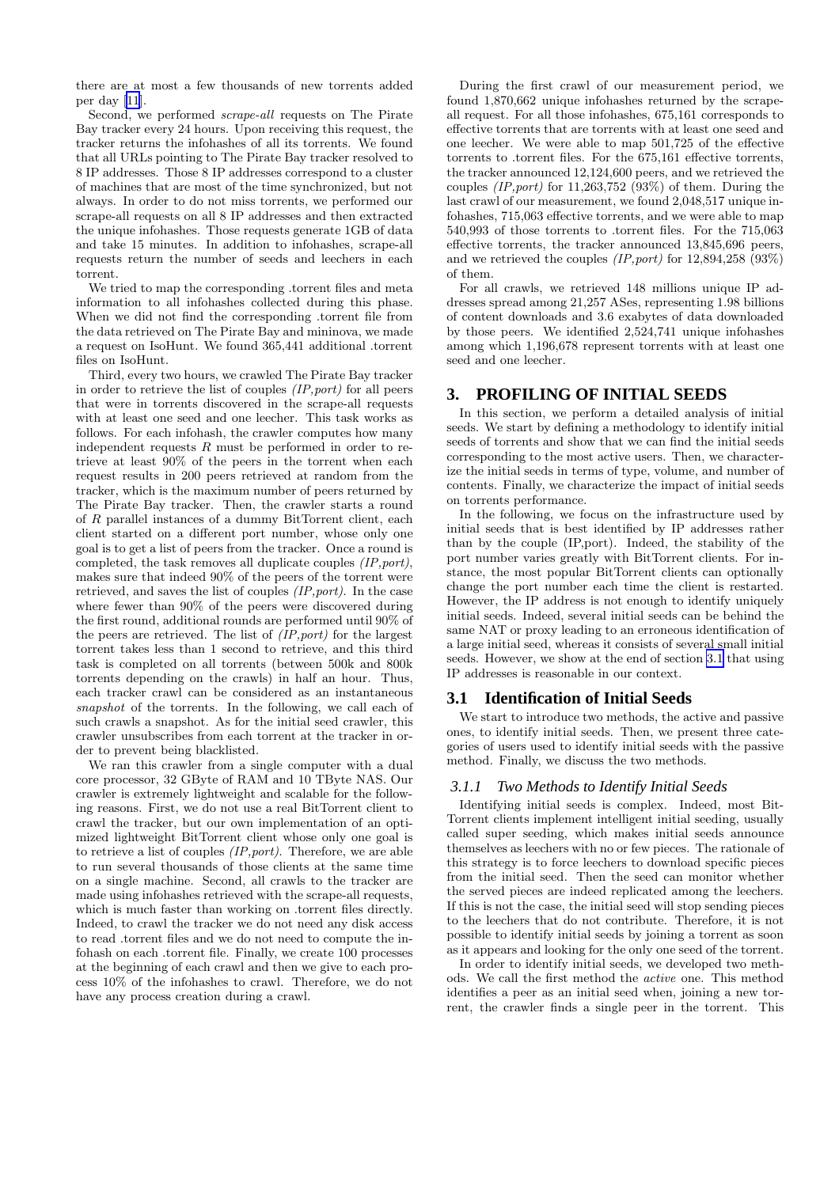there are at most a few thousands of new torrents added per day [11].

Second, we performed *scrape-all* requests on The Pirate Bay tracker every 24 hours. Upon receiving this request, the tracker returns the infohashes of all its torrents. We found that all URLs pointing to The Pirate Bay tracker resolved to 8 IP addresses. Those 8 IP addresses correspond to a cluster of machines that are most of the time synchronized, but not always. In order to do not miss torrents, we performed our scrape-all requests on all 8 IP addresses and then extracted the unique infohashes. Those requests generate 1GB of data and take 15 minutes. In addition to infohashes, scrape-all requests return the number of seeds and leechers in each torrent.

We tried to map the corresponding .torrent files and meta information to all infohashes collected during this phase. When we did not find the corresponding .torrent file from the data retrieved on The Pirate Bay and mininova, we made a request on IsoHunt. We found 365,441 additional .torrent files on IsoHunt.

Third, every two hours, we crawled The Pirate Bay tracker in order to retrieve the list of couples *(IP,port)* for all peers that were in torrents discovered in the scrape-all requests with at least one seed and one leecher. This task works as follows. For each infohash, the crawler computes how many independent requests $R$ must be performed in order to retrieve at least 90% of the peers in the torrent when each request results in 200 peers retrieved at random from the tracker, which is the maximum number of peers returned by The Pirate Bay tracker. Then, the crawler starts a round of $R$ parallel instances of a dummy BitTorrent client, each client started on a different port number, whose only one goal is to get a list of peers from the tracker. Once a round is completed, the task removes all duplicate couples *(IP,port)*, makes sure that indeed 90% of the peers of the torrent were retrieved, and saves the list of couples *(IP,port)*. In the case where fewer than 90% of the peers were discovered during the first round, additional rounds are performed until 90% of the peers are retrieved. The list of *(IP,port)* for the largest torrent takes less than 1 second to retrieve, and this third task is completed on all torrents (between 500k and 800k torrents depending on the crawls) in half an hour. Thus, each tracker crawl can be considered as an instantaneous *snapshot* of the torrents. In the following, we call each of such crawls a snapshot. As for the initial seed crawler, this crawler unsubscribes from each torrent at the tracker in order to prevent being blacklisted.

We ran this crawler from a single computer with a dual core processor, 32 GByte of RAM and 10 TByte NAS. Our crawler is extremely lightweight and scalable for the following reasons. First, we do not use a real BitTorrent client to crawl the tracker, but our own implementation of an optimized lightweight BitTorrent client whose only one goal is to retrieve a list of couples *(IP,port)*. Therefore, we are able to run several thousands of those clients at the same time on a single machine. Second, all crawls to the tracker are made using infohashes retrieved with the scrape-all requests, which is much faster than working on .torrent files directly. Indeed, to crawl the tracker we do not need any disk access to read .torrent files and we do not need to compute the infohash on each .torrent file. Finally, we create 100 processes at the beginning of each crawl and then we give to each process 10% of the infohashes to crawl. Therefore, we do not have any process creation during a crawl.

During the first crawl of our measurement period, we found 1,870,662 unique infohashes returned by the scrape-all request. For all those infohashes, 675,161 corresponds to effective torrents that are torrents with at least one seed and one leecher. We were able to map 501,725 of the effective torrents to .torrent files. For the 675,161 effective torrents, the tracker announced 12,124,600 peers, and we retrieved the couples *(IP,port)* for 11,263,752 (93%) of them. During the last crawl of our measurement, we found 2,048,517 unique infohashes, 715,063 effective torrents, and we were able to map 540,993 of those torrents to .torrent files. For the 715,063 effective torrents, the tracker announced 13,845,696 peers, and we retrieved the couples *(IP,port)* for 12,894,258 (93%) of them.

For all crawls, we retrieved 148 millions unique IP addresses spread among 21,257 ASes, representing 1.98 billions of content downloads and 3.6 exabytes of data downloaded by those peers. We identified 2,524,741 unique infohashes among which 1,196,678 represent torrents with at least one seed and one leecher.

## 3. PROFILING OF INITIAL SEEDS

In this section, we perform a detailed analysis of initial seeds. We start by defining a methodology to identify initial seeds of torrents and show that we can find the initial seeds corresponding to the most active users. Then, we characterize the initial seeds in terms of type, volume, and number of contents. Finally, we characterize the impact of initial seeds on torrents performance.

In the following, we focus on the infrastructure used by initial seeds that is best identified by IP addresses rather than by the couple (IP,port). Indeed, the stability of the port number varies greatly with BitTorrent clients. For instance, the most popular BitTorrent clients can optionally change the port number each time the client is restarted. However, the IP address is not enough to identify uniquely initial seeds. Indeed, several initial seeds can be behind the same NAT or proxy leading to an erroneous identification of a large initial seed, whereas it consists of several small initial seeds. However, we show at the end of section 3.1 that using IP addresses is reasonable in our context.

### 3.1 Identification of Initial Seeds

We start to introduce two methods, the active and passive ones, to identify initial seeds. Then, we present three categories of users used to identify initial seeds with the passive method. Finally, we discuss the two methods.

#### 3.1.1 Two Methods to Identify Initial Seeds

Identifying initial seeds is complex. Indeed, most BitTorrent clients implement intelligent initial seeding, usually called super seeding, which makes initial seeds announce themselves as leechers with no or few pieces. The rationale of this strategy is to force leechers to download specific pieces from the initial seed. Then the seed can monitor whether the served pieces are indeed replicated among the leechers. If this is not the case, the initial seed will stop sending pieces to the leechers that do not contribute. Therefore, it is not possible to identify initial seeds by joining a torrent as soon as it appears and looking for the only one seed of the torrent.

In order to identify initial seeds, we developed two methods. We call the first method the *active* one. This method identifies a peer as an initial seed when, joining a new torrent, the crawler finds a single peer in the torrent. This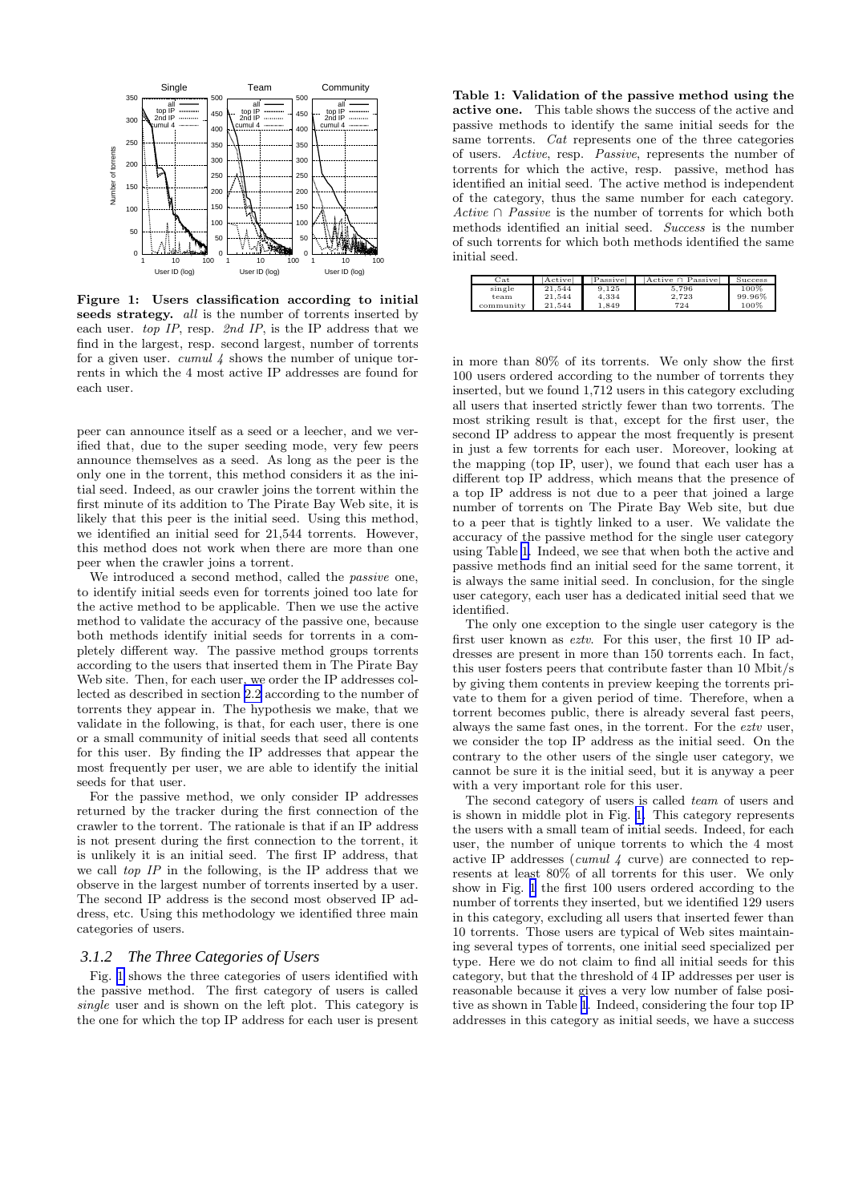Figure 1: **Users classification according to initial seeds strategy.** *all* is the number of torrents inserted by each user. *top IP*, resp. *2nd IP*, is the IP address that we find in the largest, resp. second largest, number of torrents for a given user. *cumul 4* shows the number of unique torrents in which the 4 most active IP addresses are found for each user.

peer can announce itself as a seed or a leecher, and we verified that, due to the super seeding mode, very few peers announce themselves as a seed. As long as the peer is the only one in the torrent, this method considers it as the initial seed. Indeed, as our crawler joins the torrent within the first minute of its addition to The Pirate Bay Web site, it is likely that this peer is the initial seed. Using this method, we identified an initial seed for 21,544 torrents. However, this method does not work when there are more than one peer when the crawler joins a torrent.

We introduced a second method, called the *passive* one, to identify initial seeds even for torrents joined too late for the active method to be applicable. Then we use the active method to validate the accuracy of the passive one, because both methods identify initial seeds for torrents in a completely different way. The passive method groups torrents according to the users that inserted them in The Pirate Bay Web site. Then, for each user, we order the IP addresses collected as described in section 2.2 according to the number of torrents they appear in. The hypothesis we make, that we validate in the following, is that, for each user, there is one or a small community of initial seeds that seed all contents for this user. By finding the IP addresses that appear the most frequently per user, we are able to identify the initial seeds for that user.

For the passive method, we only consider IP addresses returned by the tracker during the first connection of the crawler to the torrent. The rationale is that if an IP address is not present during the first connection to the torrent, it is unlikely it is an initial seed. The first IP address, that we call *top IP* in the following, is the IP address that we observe in the largest number of torrents inserted by a user. The second IP address is the second most observed IP address, etc. Using this methodology we identified three main categories of users.

### 3.1.2 The Three Categories of Users

Fig. 1 shows the three categories of users identified with the passive method. The first category of users is called *single* user and is shown on the left plot. This category is the one for which the top IP address for each user is present

**Table 1: Validation of the passive method using the active one.** This table shows the success of the active and passive methods to identify the same initial seeds for the same torrents. *Cat* represents one of the three categories of users. *Active*, resp. *Passive*, represents the number of torrents for which the active, resp. passive, method has identified an initial seed. The active method is independent of the category, thus the same number for each category. *Active* ∩ *Passive* is the number of torrents for which both methods identified an initial seed. *Success* is the number of such torrents for which both methods identified the same initial seed.

| Cat | \|Active\| | \|Passive\| | \|Active ∩ Passive\| | Success |
|---|---|---|---|---|
| single | 21,544 | 9,125 | 5,796 | 100% |
| team | 21,544 | 4,334 | 2,723 | 99.96% |
| community | 21,544 | 1,849 | 724 | 100% |

in more than 80% of its torrents. We only show the first 100 users ordered according to the number of torrents they inserted, but we found 1,712 users in this category excluding all users that inserted strictly fewer than two torrents. The most striking result is that, except for the first user, the second IP address to appear the most frequently is present in just a few torrents for each user. Moreover, looking at the mapping (top IP, user), we found that each user has a different top IP address, which means that the presence of a top IP address is not due to a peer that joined a large number of torrents on The Pirate Bay Web site, but due to a peer that is tightly linked to a user. We validate the accuracy of the passive method for the single user category using Table 1. Indeed, we see that when both the active and passive methods find an initial seed for the same torrent, it is always the same initial seed. In conclusion, for the single user category, each user has a dedicated initial seed that we identified.

The only one exception to the single user category is the first user known as *eztv*. For this user, the first 10 IP addresses are present in more than 150 torrents each. In fact, this user fosters peers that contribute faster than 10 Mbit/s by giving them contents in preview keeping the torrents private to them for a given period of time. Therefore, when a torrent becomes public, there is already several fast peers, always the same fast ones, in the torrent. For the *eztv* user, we consider the top IP address as the initial seed. On the contrary to the other users of the single user category, we cannot be sure it is the initial seed, but it is anyway a peer with a very important role for this user.

The second category of users is called *team* of users and is shown in middle plot in Fig. 1. This category represents the users with a small team of initial seeds. Indeed, for each user, the number of unique torrents to which the 4 most active IP addresses (*cumul 4* curve) are connected to represents at least 80% of all torrents for this user. We only show in Fig. 1 the first 100 users ordered according to the number of torrents they inserted, but we identified 129 users in this category, excluding all users that inserted fewer than 10 torrents. Those users are typical of Web sites maintaining several types of torrents, one initial seed specialized per type. Here we do not claim to find all initial seeds for this category, but that the threshold of 4 IP addresses per user is reasonable because it gives a very low number of false positive as shown in Table 1. Indeed, considering the four top IP addresses in this category as initial seeds, we have a success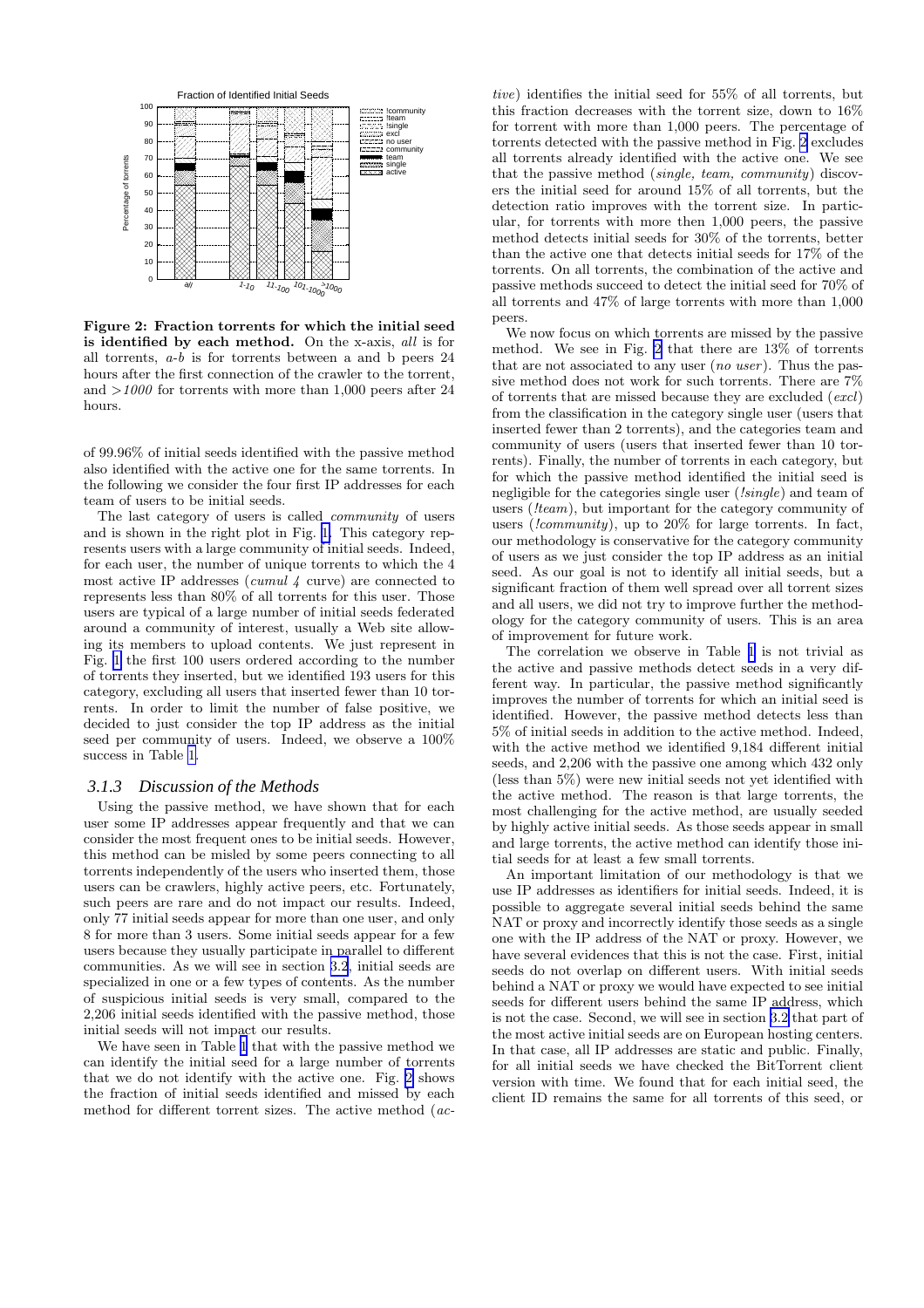**Figure 2: Fraction torrents for which the initial seed is identified by each method.** On the x-axis, *all* is for all torrents, *a-b* is for torrents between a and b peers 24 hours after the first connection of the crawler to the torrent, and *>1000* for torrents with more than 1,000 peers after 24 hours.

of 99.96% of initial seeds identified with the passive method also identified with the active one for the same torrents. In the following we consider the four first IP addresses for each team of users to be initial seeds.

The last category of users is called *community* of users and is shown in the right plot in Fig. 1. This category represents users with a large community of initial seeds. Indeed, for each user, the number of unique torrents to which the 4 most active IP addresses (*cumul 4* curve) are connected to represents less than 80% of all torrents for this user. Those users are typical of a large number of initial seeds federated around a community of interest, usually a Web site allowing its members to upload contents. We just represent in Fig. 1 the first 100 users ordered according to the number of torrents they inserted, but we identified 193 users for this category, excluding all users that inserted fewer than 10 torrents. In order to limit the number of false positive, we decided to just consider the top IP address as the initial seed per community of users. Indeed, we observe a 100% success in Table 1.

### 3.1.3 Discussion of the Methods

Using the passive method, we have shown that for each user some IP addresses appear frequently and that we can consider the most frequent ones to be initial seeds. However, this method can be misled by some peers connecting to all torrents independently of the users who inserted them, those users can be crawlers, highly active peers, etc. Fortunately, such peers are rare and do not impact our results. Indeed, only 77 initial seeds appear for more than one user, and only 8 for more than 3 users. Some initial seeds appear for a few users because they usually participate in parallel to different communities. As we will see in section 3.2, initial seeds are specialized in one or a few types of contents. As the number of suspicious initial seeds is very small, compared to the 2,206 initial seeds identified with the passive method, those initial seeds will not impact our results.

We have seen in Table 1 that with the passive method we can identify the initial seed for a large number of torrents that we do not identify with the active one. Fig. 2 shows the fraction of initial seeds identified and missed by each method for different torrent sizes. The active method (*active*) identifies the initial seed for 55% of all torrents, but this fraction decreases with the torrent size, down to 16% for torrent with more than 1,000 peers. The percentage of torrents detected with the passive method in Fig. 2 excludes all torrents already identified with the active one. We see that the passive method (*single, team, community*) discovers the initial seed for around 15% of all torrents, but the detection ratio improves with the torrent size. In particular, for torrents with more then 1,000 peers, the passive method detects initial seeds for 30% of the torrents, better than the active one that detects initial seeds for 17% of the torrents. On all torrents, the combination of the active and passive methods succeed to detect the initial seed for 70% of all torrents and 47% of large torrents with more than 1,000 peers.

We now focus on which torrents are missed by the passive method. We see in Fig. 2 that there are 13% of torrents that are not associated to any user (*no user*). Thus the passive method does not work for such torrents. There are 7% of torrents that are missed because they are excluded (*excl*) from the classification in the category single user (users that inserted fewer than 2 torrents), and the categories team and community of users (users that inserted fewer than 10 torrents). Finally, the number of torrents in each category, but for which the passive method identified the initial seed is negligible for the categories single user (*!single*) and team of users (*!team*), but important for the category community of users (*!community*), up to 20% for large torrents. In fact, our methodology is conservative for the category community of users as we just consider the top IP address as an initial seed. As our goal is not to identify all initial seeds, but a significant fraction of them well spread over all torrent sizes and all users, we did not try to improve further the methodology for the category community of users. This is an area of improvement for future work.

The correlation we observe in Table 1 is not trivial as the active and passive methods detect seeds in a very different way. In particular, the passive method significantly improves the number of torrents for which an initial seed is identified. However, the passive method detects less than 5% of initial seeds in addition to the active method. Indeed, with the active method we identified 9,184 different initial seeds, and 2,206 with the passive one among which 432 only (less than 5%) were new initial seeds not yet identified with the active method. The reason is that large torrents, the most challenging for the active method, are usually seeded by highly active initial seeds. As those seeds appear in small and large torrents, the active method can identify those initial seeds for at least a few small torrents.

An important limitation of our methodology is that we use IP addresses as identifiers for initial seeds. Indeed, it is possible to aggregate several initial seeds behind the same NAT or proxy and incorrectly identify those seeds as a single one with the IP address of the NAT or proxy. However, we have several evidences that this is not the case. First, initial seeds do not overlap on different users. With initial seeds behind a NAT or proxy we would have expected to see initial seeds for different users behind the same IP address, which is not the case. Second, we will see in section 3.2 that part of the most active initial seeds are on European hosting centers. In that case, all IP addresses are static and public. Finally, for all initial seeds we have checked the BitTorrent client version with time. We found that for each initial seed, the client ID remains the same for all torrents of this seed, or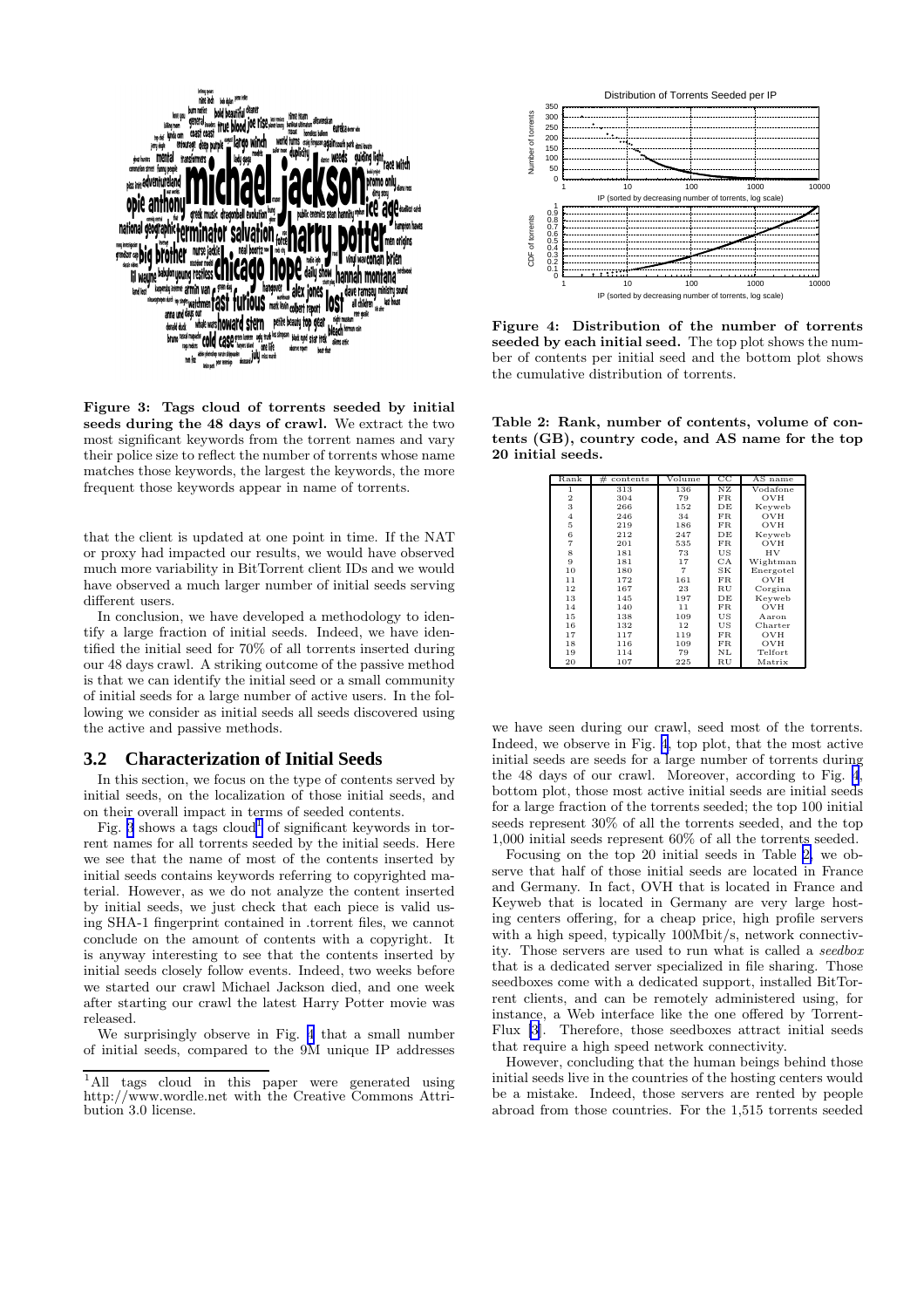Figure 3: Tags cloud of torrents seeded by initial seeds during the 48 days of crawl. We extract the two most significant keywords from the torrent names and vary their police size to reflect the number of torrents whose name matches those keywords, the largest the keywords, the more frequent those keywords appear in name of torrents.

that the client is updated at one point in time. If the NAT or proxy had impacted our results, we would have observed much more variability in BitTorrent client IDs and we would have observed a much larger number of initial seeds serving different users.

In conclusion, we have developed a methodology to identify a large fraction of initial seeds. Indeed, we have identified the initial seed for 70% of all torrents inserted during our 48 days crawl. A striking outcome of the passive method is that we can identify the initial seed or a small community of initial seeds for a large number of active users. In the following we consider as initial seeds all seeds discovered using the active and passive methods.

## 3.2 Characterization of Initial Seeds

In this section, we focus on the type of contents served by initial seeds, on the localization of those initial seeds, and on their overall impact in terms of seeded contents.

Fig. 3 shows a tags cloud[1] of significant keywords in torrent names for all torrents seeded by the initial seeds. Here we see that the name of most of the contents inserted by initial seeds contains keywords referring to copyrighted material. However, as we do not analyze the content inserted by initial seeds, we just check that each piece is valid using SHA-1 fingerprint contained in .torrent files, we cannot conclude on the amount of contents with a copyright. It is anyway interesting to see that the contents inserted by initial seeds closely follow events. Indeed, two weeks before we started our crawl Michael Jackson died, and one week after starting our crawl the latest Harry Potter movie was released.

We surprisingly observe in Fig. 4 that a small number of initial seeds, compared to the 9M unique IP addresses we have seen during our crawl, seed most of the torrents. Indeed, we observe in Fig. 4, top plot, that the most active initial seeds are seeds for a large number of torrents during the 48 days of our crawl. Moreover, according to Fig. 4, bottom plot, those most active initial seeds are initial seeds for a large fraction of the torrents seeded; the top 100 initial seeds represent 30% of all the torrents seeded, and the top 1,000 initial seeds represent 60% of all the torrents seeded.

Figure 4: Distribution of the number of torrents seeded by each initial seed. The top plot shows the number of contents per initial seed and the bottom plot shows the cumulative distribution of torrents.

Table 2: Rank, number of contents, volume of contents (GB), country code, and AS name for the top 20 initial seeds.

| Rank | # contents | Volume | CC | AS name |
|---|---|---|---|---|
| 1 | 313 | 136 | NZ | Vodafone |
| 2 | 304 | 79 | FR | OVH |
| 3 | 266 | 152 | DE | Keyweb |
| 4 | 246 | 34 | FR | OVH |
| 5 | 219 | 186 | FR | OVH |
| 6 | 212 | 247 | DE | Keyweb |
| 7 | 201 | 535 | FR | OVH |
| 8 | 181 | 73 | US | HV |
| 9 | 181 | 17 | CA | Wightman |
| 10 | 180 | 7 | SK | Energotel |
| 11 | 172 | 161 | FR | OVH |
| 12 | 167 | 23 | RU | Corgina |
| 13 | 145 | 197 | DE | Keyweb |
| 14 | 140 | 11 | FR | OVH |
| 15 | 138 | 109 | US | Aaron |
| 16 | 132 | 12 | US | Charter |
| 17 | 117 | 119 | FR | OVH |
| 18 | 116 | 109 | FR | OVH |
| 19 | 114 | 79 | NL | Telfort |
| 20 | 107 | 225 | RU | Matrix |

Focusing on the top 20 initial seeds in Table 2, we observe that half of those initial seeds are located in France and Germany. In fact, OVH that is located in France and Keyweb that is located in Germany are very large hosting centers offering, for a cheap price, high profile servers with a high speed, typically 100Mbit/s, network connectivity. Those servers are used to run what is called a *seedbox* that is a dedicated server specialized in file sharing. Those seedboxes come with a dedicated support, installed BitTorrent clients, and can be remotely administered using, for instance, a Web interface like the one offered by TorrentFlux [3]. Therefore, those seedboxes attract initial seeds that require a high speed network connectivity.

However, concluding that the human beings behind those initial seeds live in the countries of the hosting centers would be a mistake. Indeed, those servers are rented by people abroad from those countries. For the 1,515 torrents seeded

[1] All tags cloud in this paper were generated using http://www.wordle.net with the Creative Commons Attribution 3.0 license.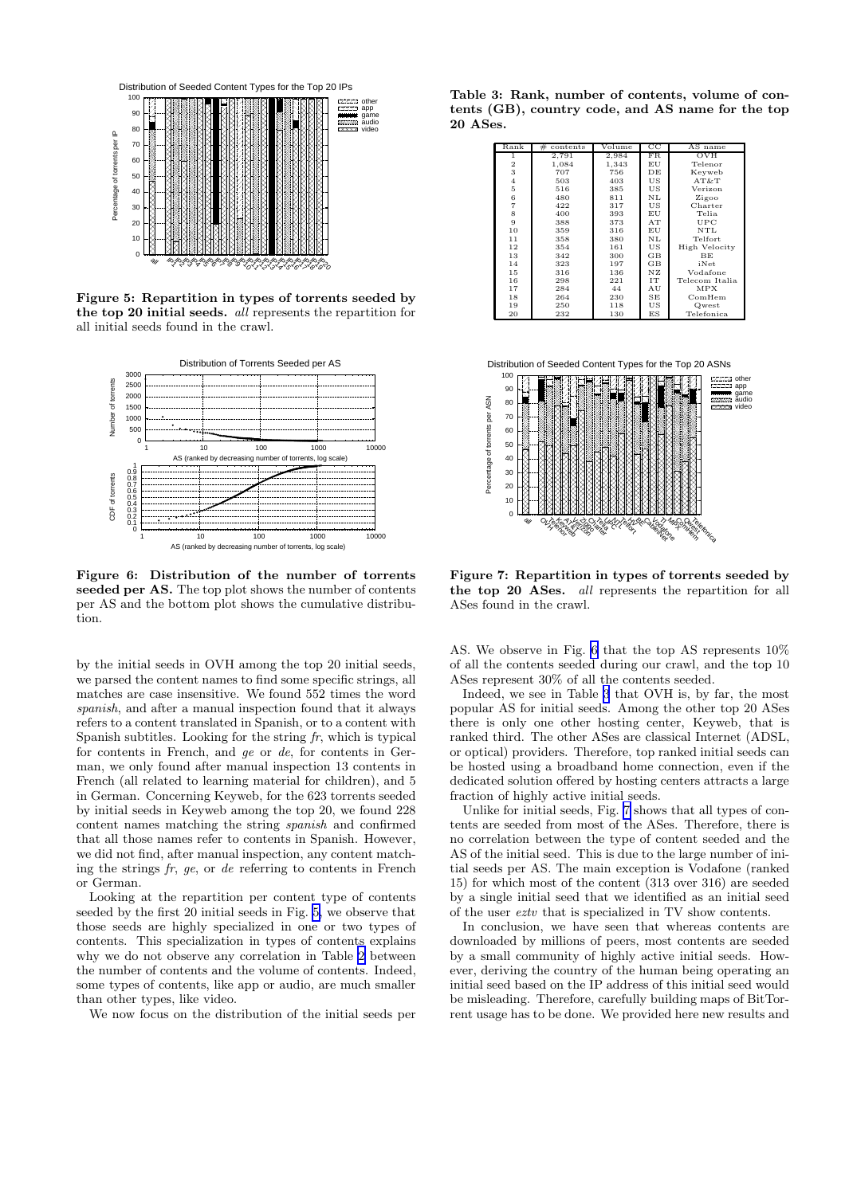Figure 5: Repartition in types of torrents seeded by the top 20 initial seeds. *all* represents the repartition for all initial seeds found in the crawl.

Figure 6: Distribution of the number of torrents seeded per AS. The top plot shows the number of contents per AS and the bottom plot shows the cumulative distribution.

by the initial seeds in OVH among the top 20 initial seeds, we parsed the content names to find some specific strings, all matches are case insensitive. We found 552 times the word *spanish*, and after a manual inspection found that it always refers to a content translated in Spanish, or to a content with Spanish subtitles. Looking for the string *fr*, which is typical for contents in French, and *ge* or *de*, for contents in German, we only found after manual inspection 13 contents in French (all related to learning material for children), and 5 in German. Concerning Keyweb, for the 623 torrents seeded by initial seeds in Keyweb among the top 20, we found 228 content names matching the string *spanish* and confirmed that all those names refer to contents in Spanish. However, we did not find, after manual inspection, any content matching the strings *fr*, *ge*, or *de* referring to contents in French or German.

Looking at the repartition per content type of contents seeded by the first 20 initial seeds in Fig. 5, we observe that those seeds are highly specialized in one or two types of contents. This specialization in types of contents explains why we do not observe any correlation in Table 2 between the number of contents and the volume of contents. Indeed, some types of contents, like app or audio, are much smaller than other types, like video.

We now focus on the distribution of the initial seeds per

**Table 3: Rank, number of contents, volume of contents (GB), country code, and AS name for the top 20 ASes.**

| Rank | # contents | Volume | CC | AS name |
|---|---|---|---|---|
| 1 | 2,791 | 2,984 | FR | OVH |
| 2 | 1,084 | 1,343 | EU | Telenor |
| 3 | 707 | 756 | DE | Keyweb |
| 4 | 503 | 403 | US | AT&T |
| 5 | 516 | 385 | US | Verizon |
| 6 | 480 | 811 | NL | Zigoo |
| 7 | 422 | 317 | US | Charter |
| 8 | 400 | 393 | EU | Telia |
| 9 | 388 | 373 | AT | UPC |
| 10 | 359 | 316 | EU | NTL |
| 11 | 358 | 380 | NL | Telfort |
| 12 | 354 | 161 | US | High Velocity |
| 13 | 342 | 300 | GB | BE |
| 14 | 323 | 197 | GB | iNet |
| 15 | 316 | 136 | NZ | Vodafone |
| 16 | 298 | 221 | IT | Telecom Italia |
| 17 | 284 | 44 | AU | MPX |
| 18 | 264 | 230 | SE | ComHem |
| 19 | 250 | 118 | US | Qwest |
| 20 | 232 | 130 | ES | Telefonica |

Figure 7: Repartition in types of torrents seeded by the top 20 ASes. *all* represents the repartition for all ASes found in the crawl.

AS. We observe in Fig. 6 that the top AS represents 10% of all the contents seeded during our crawl, and the top 10 ASes represent 30% of all the contents seeded.

Indeed, we see in Table 3 that OVH is, by far, the most popular AS for initial seeds. Among the other top 20 ASes there is only one other hosting center, Keyweb, that is ranked third. The other ASes are classical Internet (ADSL, or optical) providers. Therefore, top ranked initial seeds can be hosted using a broadband home connection, even if the dedicated solution offered by hosting centers attracts a large fraction of highly active initial seeds.

Unlike for initial seeds, Fig. 7 shows that all types of contents are seeded from most of the ASes. Therefore, there is no correlation between the type of content seeded and the AS of the initial seed. This is due to the large number of initial seeds per AS. The main exception is Vodafone (ranked 15) for which most of the content (313 over 316) are seeded by a single initial seed that we identified as an initial seed of the user *eztv* that is specialized in TV show contents.

In conclusion, we have seen that whereas contents are downloaded by millions of peers, most contents are seeded by a small community of highly active initial seeds. However, deriving the country of the human being operating an initial seed based on the IP address of this initial seed would be misleading. Therefore, carefully building maps of BitTorrent usage has to be done. We provided here new results and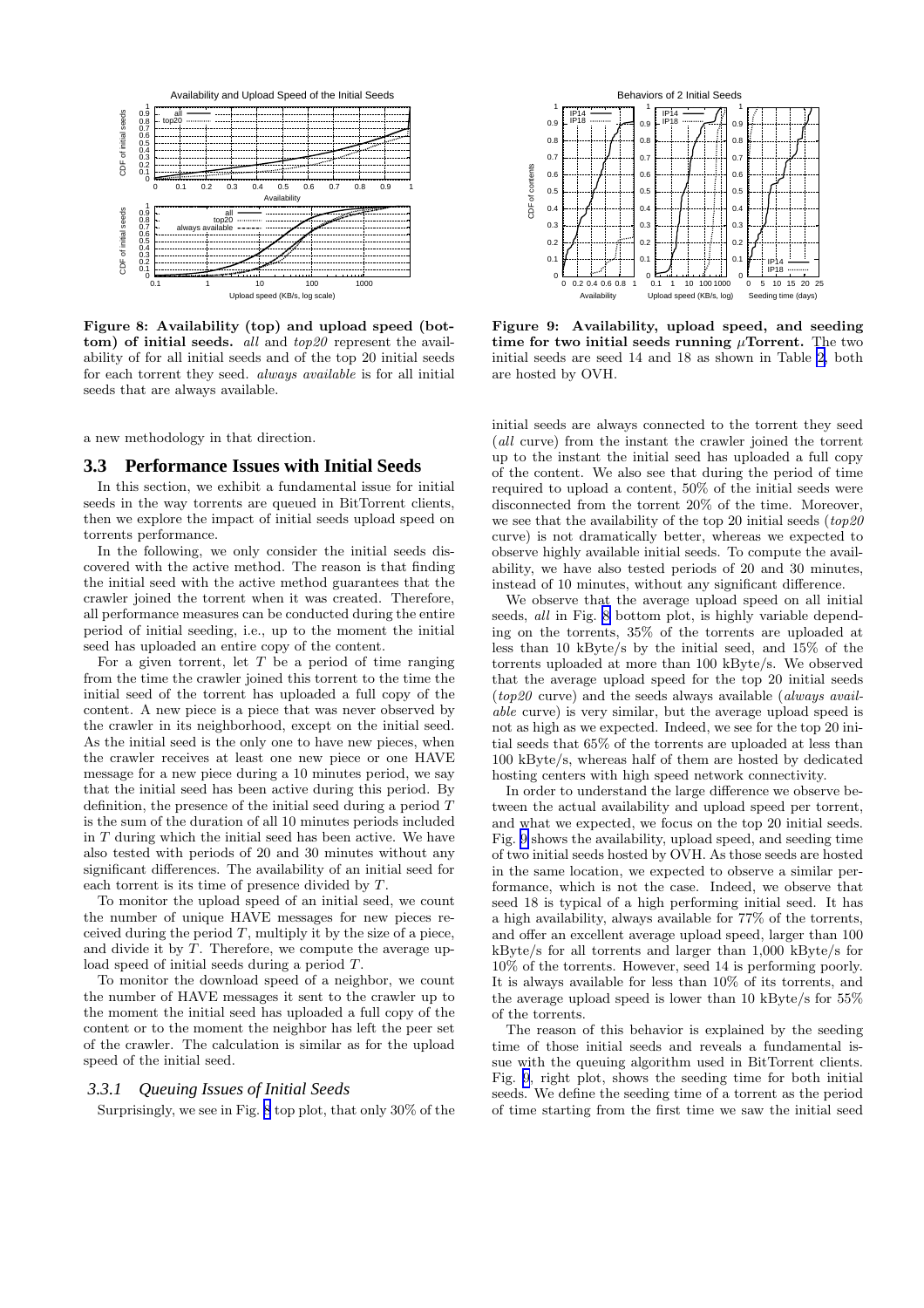Figure 8: Availability (top) and upload speed (bottom) of initial seeds. *all* and *top20* represent the availability of for all initial seeds and of the top 20 initial seeds for each torrent they seed. *always available* is for all initial seeds that are always available.

a new methodology in that direction.

## 3.3 Performance Issues with Initial Seeds

In this section, we exhibit a fundamental issue for initial seeds in the way torrents are queued in BitTorrent clients, then we explore the impact of initial seeds upload speed on torrents performance.

In the following, we only consider the initial seeds discovered with the active method. The reason is that finding the initial seed with the active method guarantees that the crawler joined the torrent when it was created. Therefore, all performance measures can be conducted during the entire period of initial seeding, i.e., up to the moment the initial seed has uploaded an entire copy of the content.

For a given torrent, let $T$ be a period of time ranging from the time the crawler joined this torrent to the time the initial seed of the torrent has uploaded a full copy of the content. A new piece is a piece that was never observed by the crawler in its neighborhood, except on the initial seed. As the initial seed is the only one to have new pieces, when the crawler receives at least one new piece or one HAVE message for a new piece during a 10 minutes period, we say that the initial seed has been active during this period. By definition, the presence of the initial seed during a period $T$ is the sum of the duration of all 10 minutes periods included in $T$ during which the initial seed has been active. We have also tested with periods of 20 and 30 minutes without any significant differences. The availability of an initial seed for each torrent is its time of presence divided by $T$.

To monitor the upload speed of an initial seed, we count the number of unique HAVE messages for new pieces received during the period $T$, multiply it by the size of a piece, and divide it by $T$. Therefore, we compute the average upload speed of initial seeds during a period $T$.

To monitor the download speed of a neighbor, we count the number of HAVE messages it sent to the crawler up to the moment the initial seed has uploaded a full copy of the content or to the moment the neighbor has left the peer set of the crawler. The calculation is similar as for the upload speed of the initial seed.

### 3.3.1 Queuing Issues of Initial Seeds

Surprisingly, we see in Fig. 8 top plot, that only 30% of the initial seeds are always connected to the torrent they seed (*all* curve) from the instant the crawler joined the torrent up to the instant the initial seed has uploaded a full copy of the content. We also see that during the period of time required to upload a content, 50% of the initial seeds were disconnected from the torrent 20% of the time. Moreover, we see that the availability of the top 20 initial seeds (*top20* curve) is not dramatically better, whereas we expected to observe highly available initial seeds. To compute the availability, we have also tested periods of 20 and 30 minutes, instead of 10 minutes, without any significant difference.

We observe that the average upload speed on all initial seeds, *all* in Fig. 8 bottom plot, is highly variable depending on the torrents, 35% of the torrents are uploaded at less than 10 kByte/s by the initial seed, and 15% of the torrents uploaded at more than 100 kByte/s. We observed that the average upload speed for the top 20 initial seeds (*top20* curve) and the seeds always available (*always available* curve) is very similar, but the average upload speed is not as high as we expected. Indeed, we see for the top 20 initial seeds that 65% of the torrents are uploaded at less than 100 kByte/s, whereas half of them are hosted by dedicated hosting centers with high speed network connectivity.

In order to understand the large difference we observe between the actual availability and upload speed per torrent, and what we expected, we focus on the top 20 initial seeds. Fig. 9 shows the availability, upload speed, and seeding time of two initial seeds hosted by OVH. As those seeds are hosted in the same location, we expected to observe a similar performance, which is not the case. Indeed, we observe that seed 18 is typical of a high performing initial seed. It has a high availability, always available for 77% of the torrents, and offer an excellent average upload speed, larger than 100 kByte/s for all torrents and larger than 1,000 kByte/s for 10% of the torrents. However, seed 14 is performing poorly. It is always available for less than 10% of its torrents, and the average upload speed is lower than 10 kByte/s for 55% of the torrents.

The reason of this behavior is explained by the seeding time of those initial seeds and reveals a fundamental issue with the queuing algorithm used in BitTorrent clients. Fig. 9, right plot, shows the seeding time for both initial seeds. We define the seeding time of a torrent as the period of time starting from the first time we saw the initial seed

Figure 9: Availability, upload speed, and seeding time for two initial seeds running $\mu$Torrent. The two initial seeds are seed 14 and 18 as shown in Table 2, both are hosted by OVH.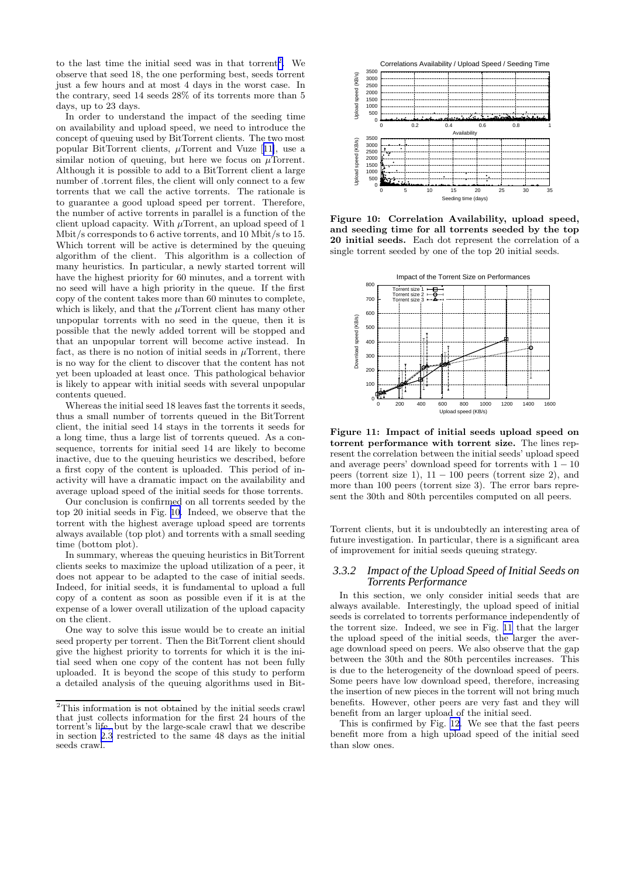to the last time the initial seed was in that torrent[2]. We observe that seed 18, the one performing best, seeds torrent just a few hours and at most 4 days in the worst case. In the contrary, seed 14 seeds 28% of its torrents more than 5 days, up to 23 days.

In order to understand the impact of the seeding time on availability and upload speed, we need to introduce the concept of queuing used by BitTorrent clients. The two most popular BitTorrent clients, $\mu$Torrent and Vuze [11], use a similar notion of queuing, but here we focus on $\mu$Torrent. Although it is possible to add to a BitTorrent client a large number of .torrent files, the client will only connect to a few torrents that we call the active torrents. The rationale is to guarantee a good upload speed per torrent. Therefore, the number of active torrents in parallel is a function of the client upload capacity. With $\mu$Torrent, an upload speed of 1 Mbit/s corresponds to 6 active torrents, and 10 Mbit/s to 15. Which torrent will be active is determined by the queuing algorithm of the client. This algorithm is a collection of many heuristics. In particular, a newly started torrent will have the highest priority for 60 minutes, and a torrent with no seed will have a high priority in the queue. If the first copy of the content takes more than 60 minutes to complete, which is likely, and that the $\mu$Torrent client has many other unpopular torrents with no seed in the queue, then it is possible that the newly added torrent will be stopped and that an unpopular torrent will become active instead. In fact, as there is no notion of initial seeds in $\mu$Torrent, there is no way for the client to discover that the content has not yet been uploaded at least once. This pathological behavior is likely to appear with initial seeds with several unpopular contents queued.

Whereas the initial seed 18 leaves fast the torrents it seeds, thus a small number of torrents queued in the BitTorrent client, the initial seed 14 stays in the torrents it seeds for a long time, thus a large list of torrents queued. As a consequence, torrents for initial seed 14 are likely to become inactive, due to the queuing heuristics we described, before a first copy of the content is uploaded. This period of inactivity will have a dramatic impact on the availability and average upload speed of the initial seeds for those torrents.

Our conclusion is confirmed on all torrents seeded by the top 20 initial seeds in Fig. 10. Indeed, we observe that the torrent with the highest average upload speed are torrents always available (top plot) and torrents with a small seeding time (bottom plot).

In summary, whereas the queuing heuristics in BitTorrent clients seeks to maximize the upload utilization of a peer, it does not appear to be adapted to the case of initial seeds. Indeed, for initial seeds, it is fundamental to upload a full copy of a content as soon as possible even if it is at the expense of a lower overall utilization of the upload capacity on the client.

One way to solve this issue would be to create an initial seed property per torrent. Then the BitTorrent client should give the highest priority to torrents for which it is the initial seed when one copy of the content has not been fully uploaded. It is beyond the scope of this study to perform a detailed analysis of the queuing algorithms used in BitTorrent clients, but it is undoubtedly an interesting area of future investigation. In particular, there is a significant area of improvement for initial seeds queuing strategy.

[2]This information is not obtained by the initial seeds crawl that just collects information for the first 24 hours of the torrent's life, but by the large-scale crawl that we describe in section 2.3 restricted to the same 48 days as the initial seeds crawl.

**Figure 10: Correlation Availability, upload speed, and seeding time for all torrents seeded by the top 20 initial seeds.** Each dot represent the correlation of a single torrent seeded by one of the top 20 initial seeds.

**Figure 11: Impact of initial seeds upload speed on torrent performance with torrent size.** The lines represent the correlation between the initial seeds' upload speed and average peers' download speed for torrents with $1-10$ peers (torrent size 1), $11-100$ peers (torrent size 2), and more than 100 peers (torrent size 3). The error bars represent the 30th and 80th percentiles computed on all peers.

### 3.3.2 Impact of the Upload Speed of Initial Seeds on Torrents Performance

In this section, we only consider initial seeds that are always available. Interestingly, the upload speed of initial seeds is correlated to torrents performance independently of the torrent size. Indeed, we see in Fig. 11 that the larger the upload speed of the initial seeds, the larger the average download speed on peers. We also observe that the gap between the 30th and the 80th percentiles increases. This is due to the heterogeneity of the download speed of peers. Some peers have low download speed, therefore, increasing the insertion of new pieces in the torrent will not bring much benefits. However, other peers are very fast and they will benefit from an larger upload of the initial seed.

This is confirmed by Fig. 12. We see that the fast peers benefit more from a high upload speed of the initial seed than slow ones.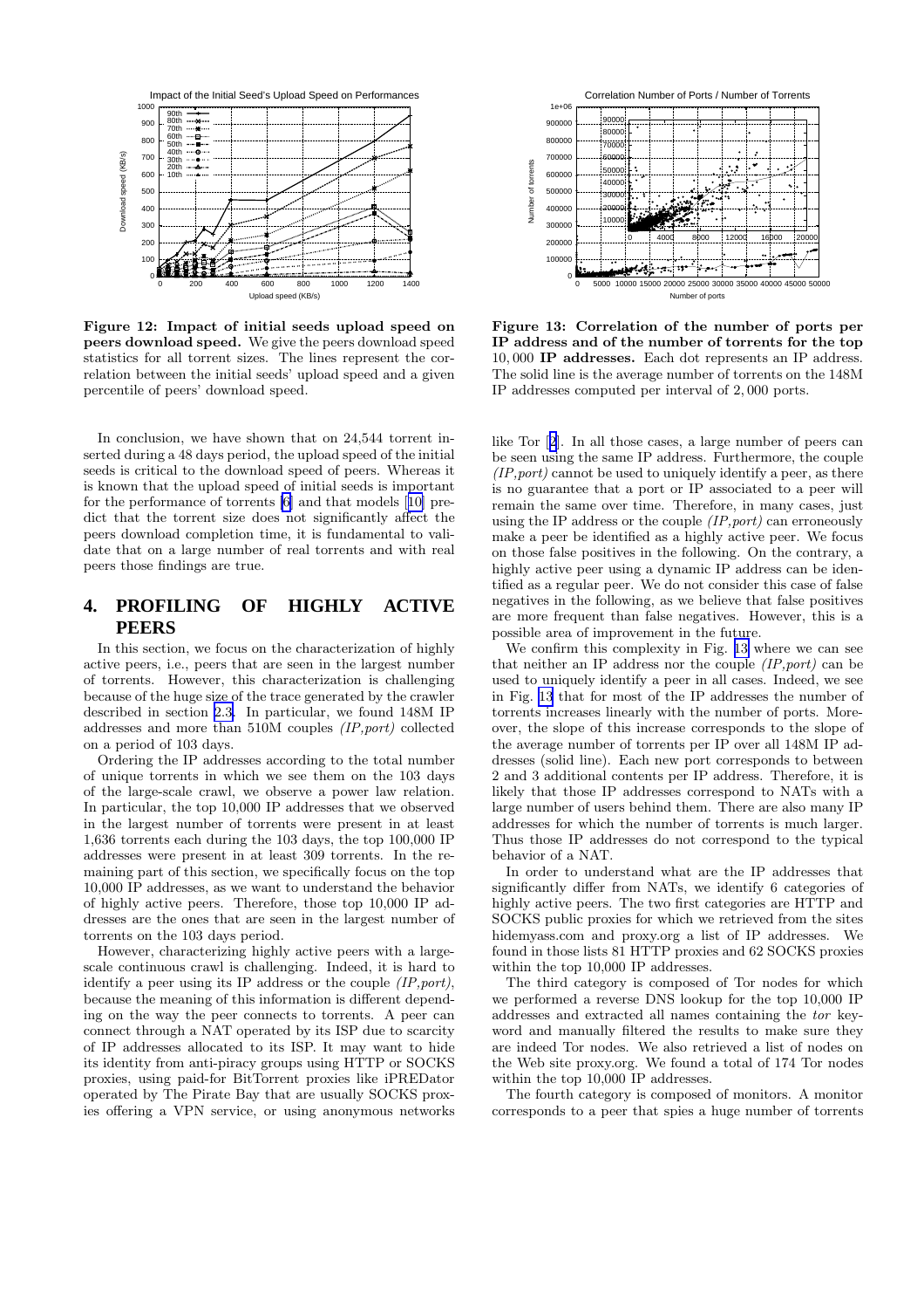**Figure 12: Impact of initial seeds upload speed on peers download speed.** We give the peers download speed statistics for all torrent sizes. The lines represent the correlation between the initial seeds' upload speed and a given percentile of peers' download speed.

**Figure 13: Correlation of the number of ports per IP address and of the number of torrents for the top 10,000 IP addresses.** Each dot represents an IP address. The solid line is the average number of torrents on the 148M IP addresses computed per interval of 2,000 ports.

In conclusion, we have shown that on 24,544 torrent inserted during a 48 days period, the upload speed of the initial seeds is critical to the download speed of peers. Whereas it is known that the upload speed of initial seeds is important for the performance of torrents [6] and that models [10] predict that the torrent size does not significantly affect the peers download completion time, it is fundamental to validate that on a large number of real torrents and with real peers those findings are true.

## 4. PROFILING OF HIGHLY ACTIVE PEERS

In this section, we focus on the characterization of highly active peers, i.e., peers that are seen in the largest number of torrents. However, this characterization is challenging because of the huge size of the trace generated by the crawler described in section 2.3. In particular, we found 148M IP addresses and more than 510M couples *(IP,port)* collected on a period of 103 days.

Ordering the IP addresses according to the total number of unique torrents in which we see them on the 103 days of the large-scale crawl, we observe a power law relation. In particular, the top 10,000 IP addresses that we observed in the largest number of torrents were present in at least 1,636 torrents each during the 103 days, the top 100,000 IP addresses were present in at least 309 torrents. In the remaining part of this section, we specifically focus on the top 10,000 IP addresses, as we want to understand the behavior of highly active peers. Therefore, those top 10,000 IP addresses are the ones that are seen in the largest number of torrents on the 103 days period.

However, characterizing highly active peers with a large-scale continuous crawl is challenging. Indeed, it is hard to identify a peer using its IP address or the couple *(IP,port)*, because the meaning of this information is different depending on the way the peer connects to torrents. A peer can connect through a NAT operated by its ISP due to scarcity of IP addresses allocated to its ISP. It may want to hide its identity from anti-piracy groups using HTTP or SOCKS proxies, using paid-for BitTorrent proxies like iPREDator operated by The Pirate Bay that are usually SOCKS proxies offering a VPN service, or using anonymous networks like Tor [2]. In all those cases, a large number of peers can be seen using the same IP address. Furthermore, the couple *(IP,port)* cannot be used to uniquely identify a peer, as there is no guarantee that a port or IP associated to a peer will remain the same over time. Therefore, in many cases, just using the IP address or the couple *(IP,port)* can erroneously make a peer be identified as a highly active peer. We focus on those false positives in the following. On the contrary, a highly active peer using a dynamic IP address can be identified as a regular peer. We do not consider this case of false negatives in the following, as we believe that false positives are more frequent than false negatives. However, this is a possible area of improvement in the future.

We confirm this complexity in Fig. 13 where we can see that neither an IP address nor the couple *(IP,port)* can be used to uniquely identify a peer in all cases. Indeed, we see in Fig. 13 that for most of the IP addresses the number of torrents increases linearly with the number of ports. Moreover, the slope of this increase corresponds to the slope of the average number of torrents per IP over all 148M IP addresses (solid line). Each new port corresponds to between 2 and 3 additional contents per IP address. Therefore, it is likely that those IP addresses correspond to NATs with a large number of users behind them. There are also many IP addresses for which the number of torrents is much larger. Thus those IP addresses do not correspond to the typical behavior of a NAT.

In order to understand what are the IP addresses that significantly differ from NATs, we identify 6 categories of highly active peers. The two first categories are HTTP and SOCKS public proxies for which we retrieved from the sites hidemyass.com and proxy.org a list of IP addresses. We found in those lists 81 HTTP proxies and 62 SOCKS proxies within the top 10,000 IP addresses.

The third category is composed of Tor nodes for which we performed a reverse DNS lookup for the top 10,000 IP addresses and extracted all names containing the *tor* keyword and manually filtered the results to make sure they are indeed Tor nodes. We also retrieved a list of nodes on the Web site proxy.org. We found a total of 174 Tor nodes within the top 10,000 IP addresses.

The fourth category is composed of monitors. A monitor corresponds to a peer that spies a huge number of torrents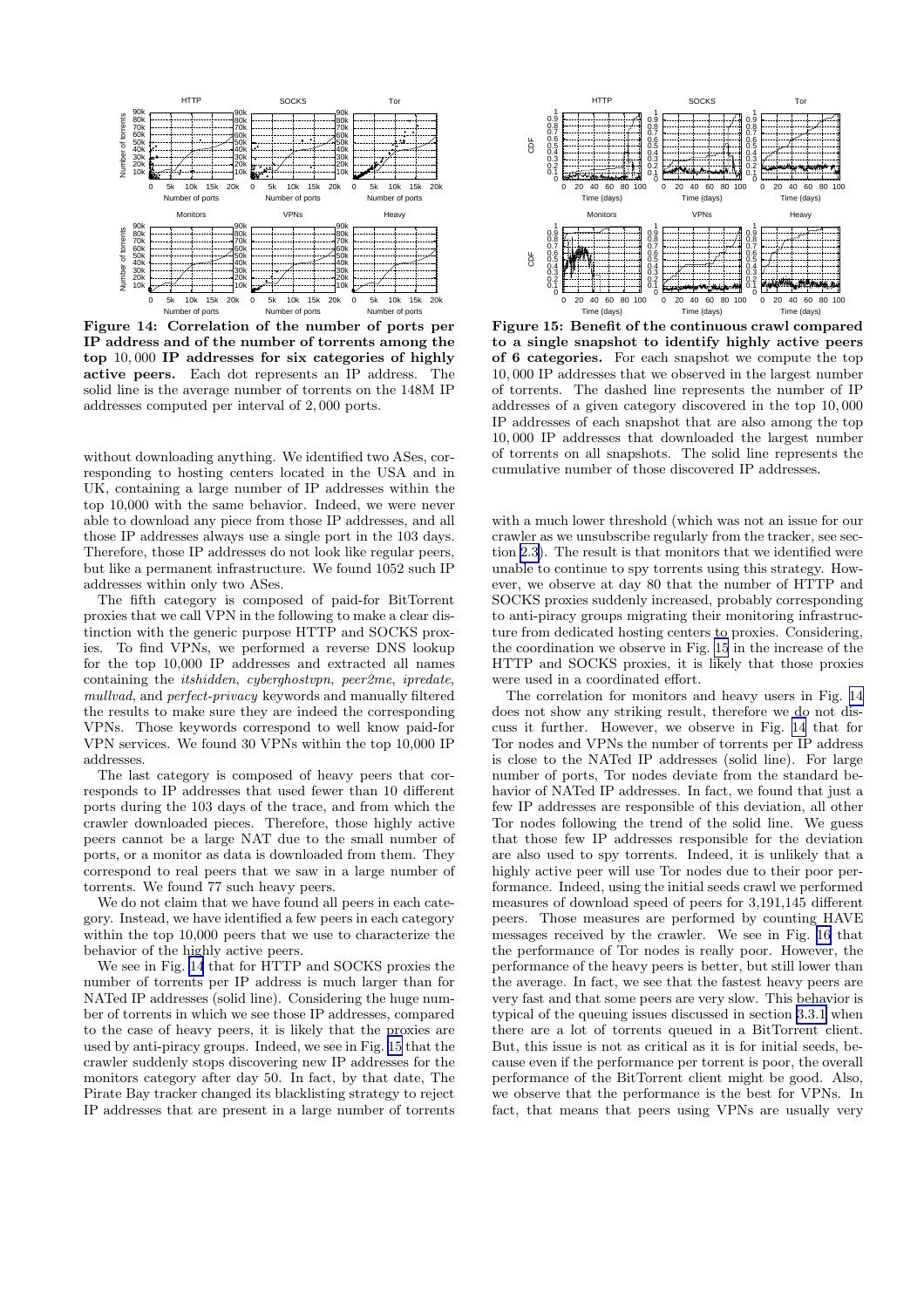**Figure 14: Correlation of the number of ports per IP address and of the number of torrents among the top 10,000 IP addresses for six categories of highly active peers.** Each dot represents an IP address. The solid line is the average number of torrents on the 148M IP addresses computed per interval of 2,000 ports.

without downloading anything. We identified two ASes, corresponding to hosting centers located in the USA and in UK, containing a large number of IP addresses within the top 10,000 with the same behavior. Indeed, we were never able to download any piece from those IP addresses, and all those IP addresses always use a single port in the 103 days. Therefore, those IP addresses do not look like regular peers, but like a permanent infrastructure. We found 1052 such IP addresses within only two ASes.

The fifth category is composed of paid-for BitTorrent proxies that we call VPN in the following to make a clear distinction with the generic purpose HTTP and SOCKS proxies. To find VPNs, we performed a reverse DNS lookup for the top 10,000 IP addresses and extracted all names containing the *itshidden*, *cyberghostvpn*, *peer2me*, *ipredate*, *mullvad*, and *perfect-privacy* keywords and manually filtered the results to make sure they are indeed the corresponding VPNs. Those keywords correspond to well know paid-for VPN services. We found 30 VPNs within the top 10,000 IP addresses.

The last category is composed of heavy peers that corresponds to IP addresses that used fewer than 10 different ports during the 103 days of the trace, and from which the crawler downloaded pieces. Therefore, those highly active peers cannot be a large NAT due to the small number of ports, or a monitor as data is downloaded from them. They correspond to real peers that we saw in a large number of torrents. We found 77 such heavy peers.

We do not claim that we have found all peers in each category. Instead, we have identified a few peers in each category within the top 10,000 peers that we use to characterize the behavior of the highly active peers.

We see in Fig. 14 that for HTTP and SOCKS proxies the number of torrents per IP address is much larger than for NATed IP addresses (solid line). Considering the huge number of torrents in which we see those IP addresses, compared to the case of heavy peers, it is likely that the proxies are used by anti-piracy groups. Indeed, we see in Fig. 15 that the crawler suddenly stops discovering new IP addresses for the monitors category after day 50. In fact, by that date, The Pirate Bay tracker changed its blacklisting strategy to reject IP addresses that are present in a large number of torrents

**Figure 15: Benefit of the continuous crawl compared to a single snapshot to identify highly active peers of 6 categories.** For each snapshot we compute the top 10,000 IP addresses that we observed in the largest number of torrents. The dashed line represents the number of IP addresses of a given category discovered in the top 10,000 IP addresses of each snapshot that are also among the top 10,000 IP addresses that downloaded the largest number of torrents on all snapshots. The solid line represents the cumulative number of those discovered IP addresses.

with a much lower threshold (which was not an issue for our crawler as we unsubscribe regularly from the tracker, see section 2.3). The result is that monitors that we identified were unable to continue to spy torrents using this strategy. However, we observe at day 80 that the number of HTTP and SOCKS proxies suddenly increased, probably corresponding to anti-piracy groups migrating their monitoring infrastructure from dedicated hosting centers to proxies. Considering, the coordination we observe in Fig. 15 in the increase of the HTTP and SOCKS proxies, it is likely that those proxies were used in a coordinated effort.

The correlation for monitors and heavy users in Fig. 14 does not show any striking result, therefore we do not discuss it further. However, we observe in Fig. 14 that for Tor nodes and VPNs the number of torrents per IP address is close to the NATed IP addresses (solid line). For large number of ports, Tor nodes deviate from the standard behavior of NATed IP addresses. In fact, we found that just a few IP addresses are responsible of this deviation, all other Tor nodes following the trend of the solid line. We guess that those few IP addresses responsible for the deviation are also used to spy torrents. Indeed, it is unlikely that a highly active peer will use Tor nodes due to their poor performance. Indeed, using the initial seeds crawl we performed measures of download speed of peers for 3,191,145 different peers. Those measures are performed by counting HAVE messages received by the crawler. We see in Fig. 16 that the performance of Tor nodes is really poor. However, the performance of the heavy peers is better, but still lower than the average. In fact, we see that the fastest heavy peers are very fast and that some peers are very slow. This behavior is typical of the queuing issues discussed in section 3.3.1 when there are a lot of torrents queued in a BitTorrent client. But, this issue is not as critical as it is for initial seeds, because even if the performance per torrent is poor, the overall performance of the BitTorrent client might be good. Also, we observe that the performance is the best for VPNs. In fact, that means that peers using VPNs are usually very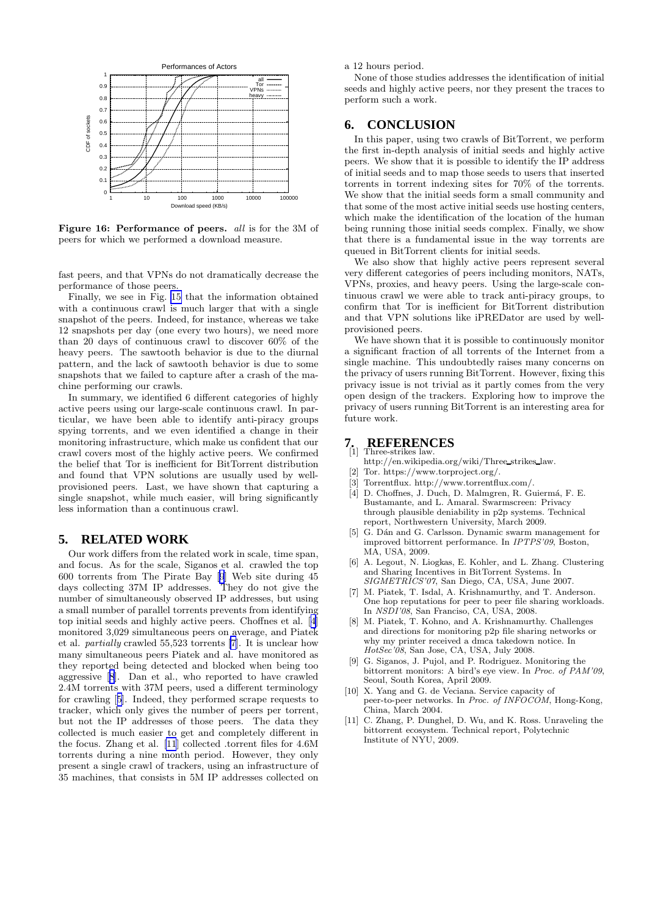Performances of Actors

CDF of sockets

Download speed (KB/s)

all
Tor
VPNs
heavy

1
0.9
0.8
0.7
0.6
0.5
0.4
0.3
0.2
0.1
0

1 10 100 1000 10000 100000

**Figure 16: Performance of peers.** *all* is for the 3M of peers for which we performed a download measure.

fast peers, and that VPNs do not dramatically decrease the performance of those peers.

Finally, we see in Fig. 15 that the information obtained with a continuous crawl is much larger that with a single snapshot of the peers. Indeed, for instance, whereas we take 12 snapshots per day (one every two hours), we need more than 20 days of continuous crawl to discover 60% of the heavy peers. The sawtooth behavior is due to the diurnal pattern, and the lack of sawtooth behavior is due to some snapshots that we failed to capture after a crash of the machine performing our crawls.

In summary, we identified 6 different categories of highly active peers using our large-scale continuous crawl. In particular, we have been able to identify anti-piracy groups spying torrents, and we even identified a change in their monitoring infrastructure, which make us confident that our crawl covers most of the highly active peers. We confirmed the belief that Tor is inefficient for BitTorrent distribution and found that VPN solutions are usually used by well-provisioned peers. Last, we have shown that capturing a single snapshot, while much easier, will bring significantly less information than a continuous crawl.

## 5. RELATED WORK

Our work differs from the related work in scale, time span, and focus. As for the scale, Siganos et al. crawled the top 600 torrents from The Pirate Bay [9] Web site during 45 days collecting 37M IP addresses. They do not give the number of simultaneously observed IP addresses, but using a small number of parallel torrents prevents from identifying top initial seeds and highly active peers. Choffnes et al. [4] monitored 3,029 simultaneous peers on average, and Piatek et al. *partially* crawled 55,523 torrents [7]. It is unclear how many simultaneous peers Piatek and al. have monitored as they reported being detected and blocked when being too aggressive [8]. Dan et al., who reported to have crawled 2.4M torrents with 37M peers, used a different terminology for crawling [5]. Indeed, they performed scrape requests to tracker, which only gives the number of peers per torrent, but not the IP addresses of those peers. The data they collected is much easier to get and completely different in the focus. Zhang et al. [11] collected .torrent files for 4.6M torrents during a nine month period. However, they only present a single crawl of trackers, using an infrastructure of 35 machines, that consists in 5M IP addresses collected on a 12 hours period.

None of those studies addresses the identification of initial seeds and highly active peers, nor they present the traces to perform such a work.

## 6. CONCLUSION

In this paper, using two crawls of BitTorrent, we perform the first in-depth analysis of initial seeds and highly active peers. We show that it is possible to identify the IP address of initial seeds and to map those seeds to users that inserted torrents in torrent indexing sites for 70% of the torrents. We show that the initial seeds form a small community and that some of the most active initial seeds use hosting centers, which make the identification of the location of the human being running those initial seeds complex. Finally, we show that there is a fundamental issue in the way torrents are queued in BitTorrent clients for initial seeds.

We also show that highly active peers represent several very different categories of peers including monitors, NATs, VPNs, proxies, and heavy peers. Using the large-scale continuous crawl we were able to track anti-piracy groups, to confirm that Tor is inefficient for BitTorrent distribution and that VPN solutions like iPREDator are used by well-provisioned peers.

We have shown that it is possible to continuously monitor a significant fraction of all torrents of the Internet from a single machine. This undoubtedly raises many concerns on the privacy of users running BitTorrent. However, fixing this privacy issue is not trivial as it partly comes from the very open design of the trackers. Exploring how to improve the privacy of users running BitTorrent is an interesting area for future work.

## 7. REFERENCES

[1] Three-strikes law. http://en.wikipedia.org/wiki/Three_strikes_law.

[2] Tor. https://www.torproject.org/.

[3] Torrentflux. http://www.torrentflux.com/.

[4] D. Choffnes, J. Duch, D. Malmgren, R. Guiermá, F. E. Bustamante, and L. Amaral. Swarmscreen: Privacy through plausible deniability in p2p systems. Technical report, Northwestern University, March 2009.

[5] G. Dán and G. Carlsson. Dynamic swarm management for improved bittorrent performance. In *IPTPS'09*, Boston, MA, USA, 2009.

[6] A. Legout, N. Liogkas, E. Kohler, and L. Zhang. Clustering and Sharing Incentives in BitTorrent Systems. In *SIGMETRICS'07*, San Diego, CA, USA, June 2007.

[7] M. Piatek, T. Isdal, A. Krishnamurthy, and T. Anderson. One hop reputations for peer to peer file sharing workloads. In *NSDI'08*, San Franciso, CA, USA, 2008.

[8] M. Piatek, T. Kohno, and A. Krishnamurthy. Challenges and directions for monitoring p2p file sharing networks or why my printer received a dmca takedown notice. In *HotSec'08*, San Jose, CA, USA, July 2008.

[9] G. Siganos, J. Pujol, and P. Rodriguez. Monitoring the bittorrent monitors: A bird's eye view. In *Proc. of PAM'09*, Seoul, South Korea, April 2009.

[10] X. Yang and G. de Veciana. Service capacity of peer-to-peer networks. In *Proc. of INFOCOM*, Hong-Kong, China, March 2004.

[11] C. Zhang, P. Dunghel, D. Wu, and K. Ross. Unraveling the bittorrent ecosystem. Technical report, Polytechnic Institute of NYU, 2009.